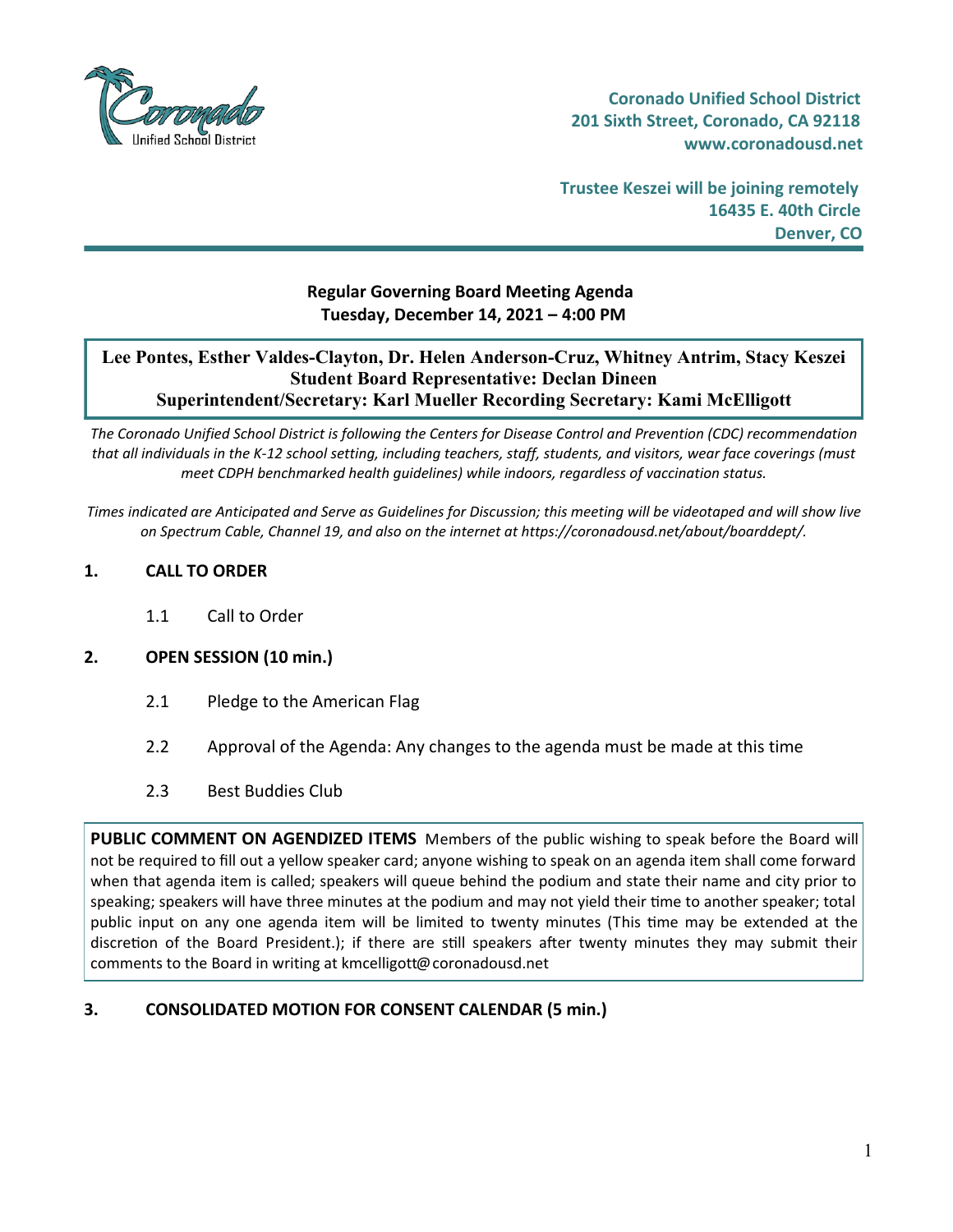**Coronado Unified School District**
**201 Sixth Street, Coronado, CA 92118**
**www.coronadousd.net**

**Trustee Keszei will be joining remotely**
**16435 E. 40th Circle**
**Denver, CO**

## Regular Governing Board Meeting Agenda
**Tuesday, December 14, 2021 – 4:00 PM**

**Lee Pontes, Esther Valdes-Clayton, Dr. Helen Anderson-Cruz, Whitney Antrim, Stacy Keszei**
**Student Board Representative: Declan Dineen**
**Superintendent/Secretary: Karl Mueller Recording Secretary: Kami McElligott**

*The Coronado Unified School District is following the Centers for Disease Control and Prevention (CDC) recommendation that all individuals in the K-12 school setting, including teachers, staff, students, and visitors, wear face coverings (must meet CDPH benchmarked health guidelines) while indoors, regardless of vaccination status.*

*Times indicated are Anticipated and Serve as Guidelines for Discussion; this meeting will be videotaped and will show live on Spectrum Cable, Channel 19, and also on the internet at https://coronadousd.net/about/boarddept/.*

### 1. CALL TO ORDER

1.1 Call to Order

### 2. OPEN SESSION (10 min.)

2.1 Pledge to the American Flag

2.2 Approval of the Agenda: Any changes to the agenda must be made at this time

2.3 Best Buddies Club

**PUBLIC COMMENT ON AGENDIZED ITEMS** Members of the public wishing to speak before the Board will not be required to fill out a yellow speaker card; anyone wishing to speak on an agenda item shall come forward when that agenda item is called; speakers will queue behind the podium and state their name and city prior to speaking; speakers will have three minutes at the podium and may not yield their time to another speaker; total public input on any one agenda item will be limited to twenty minutes (This time may be extended at the discretion of the Board President.); if there are still speakers after twenty minutes they may submit their comments to the Board in writing at kmcelligott@coronadousd.net

### 3. CONSOLIDATED MOTION FOR CONSENT CALENDAR (5 min.)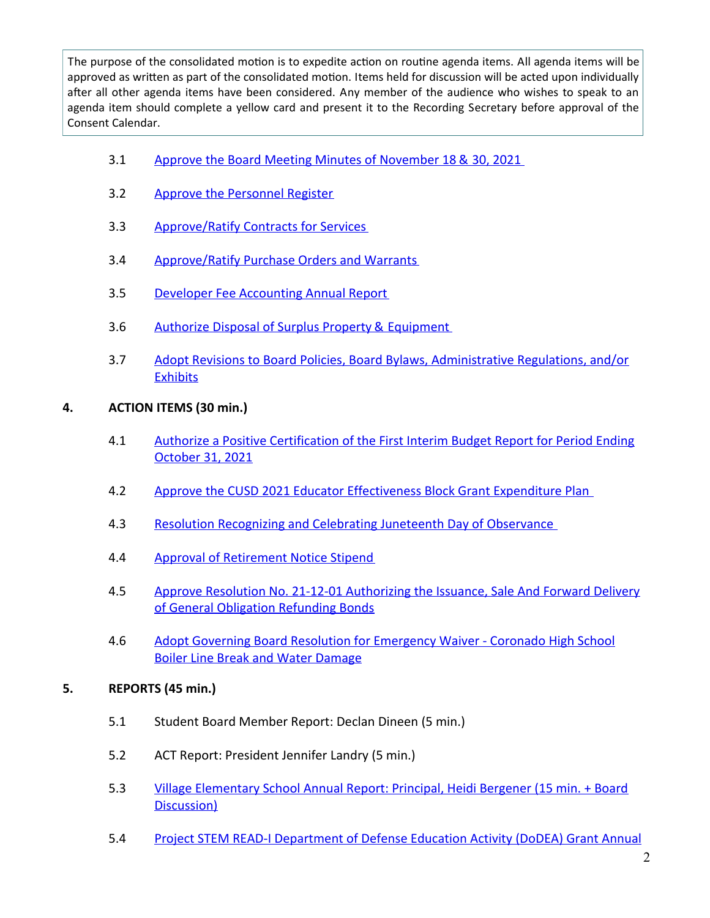The purpose of the consolidated motion is to expedite action on routine agenda items. All agenda items will be approved as written as part of the consolidated motion. Items held for discussion will be acted upon individually after all other agenda items have been considered. Any member of the audience who wishes to speak to an agenda item should complete a yellow card and present it to the Recording Secretary before approval of the Consent Calendar.

3.1 Approve the Board Meeting Minutes of November 18 & 30, 2021

3.2 Approve the Personnel Register

3.3 Approve/Ratify Contracts for Services

3.4 Approve/Ratify Purchase Orders and Warrants

3.5 Developer Fee Accounting Annual Report

3.6 Authorize Disposal of Surplus Property & Equipment

3.7 Adopt Revisions to Board Policies, Board Bylaws, Administrative Regulations, and/or Exhibits

## 4. ACTION ITEMS (30 min.)

4.1 Authorize a Positive Certification of the First Interim Budget Report for Period Ending October 31, 2021

4.2 Approve the CUSD 2021 Educator Effectiveness Block Grant Expenditure Plan

4.3 Resolution Recognizing and Celebrating Juneteenth Day of Observance

4.4 Approval of Retirement Notice Stipend

4.5 Approve Resolution No. 21-12-01 Authorizing the Issuance, Sale And Forward Delivery of General Obligation Refunding Bonds

4.6 Adopt Governing Board Resolution for Emergency Waiver - Coronado High School Boiler Line Break and Water Damage

## 5. REPORTS (45 min.)

5.1 Student Board Member Report: Declan Dineen (5 min.)

5.2 ACT Report: President Jennifer Landry (5 min.)

5.3 Village Elementary School Annual Report: Principal, Heidi Bergener (15 min. + Board Discussion)

5.4 Project STEM READ-I Department of Defense Education Activity (DoDEA) Grant Annual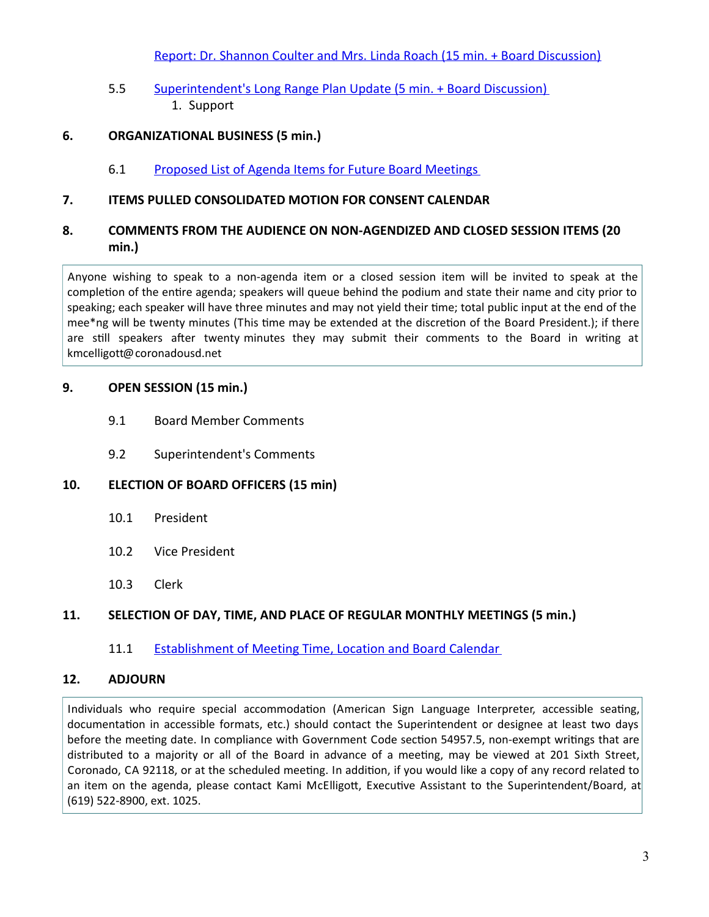Report: Dr. Shannon Coulter and Mrs. Linda Roach (15 min. + Board Discussion)

5.5 Superintendent's Long Range Plan Update (5 min. + Board Discussion)

1. Support

## 6. ORGANIZATIONAL BUSINESS (5 min.)

6.1 Proposed List of Agenda Items for Future Board Meetings

## 7. ITEMS PULLED CONSOLIDATED MOTION FOR CONSENT CALENDAR

## 8. COMMENTS FROM THE AUDIENCE ON NON-AGENDIZED AND CLOSED SESSION ITEMS (20 min.)

Anyone wishing to speak to a non-agenda item or a closed session item will be invited to speak at the completion of the entire agenda; speakers will queue behind the podium and state their name and city prior to speaking; each speaker will have three minutes and may not yield their time; total public input at the end of the mee*ng will be twenty minutes (This time may be extended at the discretion of the Board President.); if there are still speakers after twenty minutes they may submit their comments to the Board in writing at kmcelligott@coronadousd.net

## 9. OPEN SESSION (15 min.)

9.1 Board Member Comments

9.2 Superintendent's Comments

## 10. ELECTION OF BOARD OFFICERS (15 min)

10.1 President

10.2 Vice President

10.3 Clerk

## 11. SELECTION OF DAY, TIME, AND PLACE OF REGULAR MONTHLY MEETINGS (5 min.)

11.1 Establishment of Meeting Time, Location and Board Calendar

## 12. ADJOURN

Individuals who require special accommodation (American Sign Language Interpreter, accessible seating, documentation in accessible formats, etc.) should contact the Superintendent or designee at least two days before the meeting date. In compliance with Government Code section 54957.5, non-exempt writings that are distributed to a majority or all of the Board in advance of a meeting, may be viewed at 201 Sixth Street, Coronado, CA 92118, or at the scheduled meeting. In addition, if you would like a copy of any record related to an item on the agenda, please contact Kami McElligott, Executive Assistant to the Superintendent/Board, at (619) 522-8900, ext. 1025.